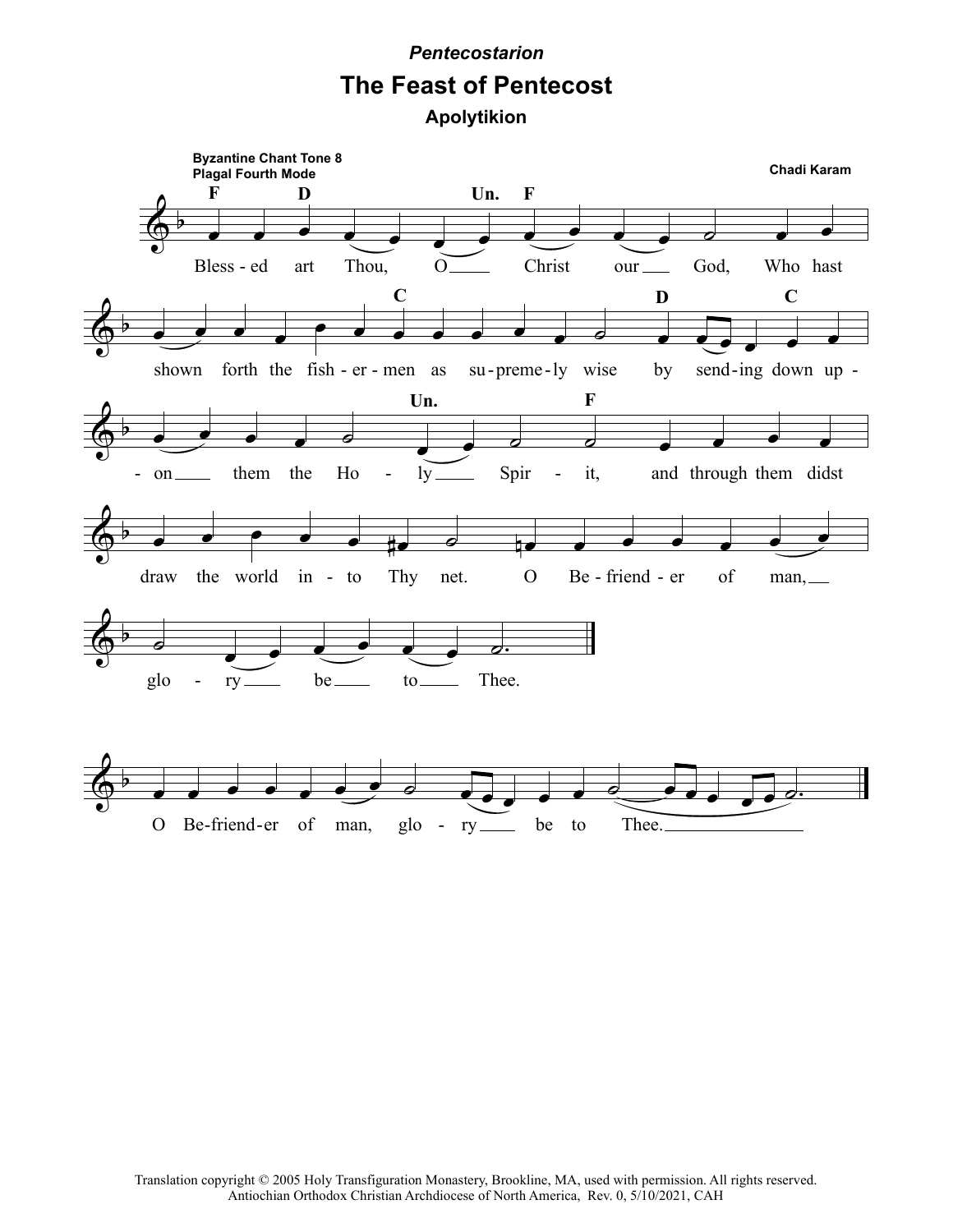*Pentecostarion*

# The Feast of Pentecost

## Apolytikion

**Byzantine Chant Tone 8**
**Plagal Fourth Mode**

**Chadi Karam**

Blessed art Thou, O Christ our God, Who hast shown forth the fishermen as supremely wise by sending down upon them the Holy Spirit, and through them didst draw the world into Thy net. O Befriender of man, glory be to Thee.

O Befriender of man, glory be to Thee.

Translation copyright © 2005 Holy Transfiguration Monastery, Brookline, MA, used with permission. All rights reserved.
Antiochian Orthodox Christian Archdiocese of North America, Rev. 0, 5/10/2021, CAH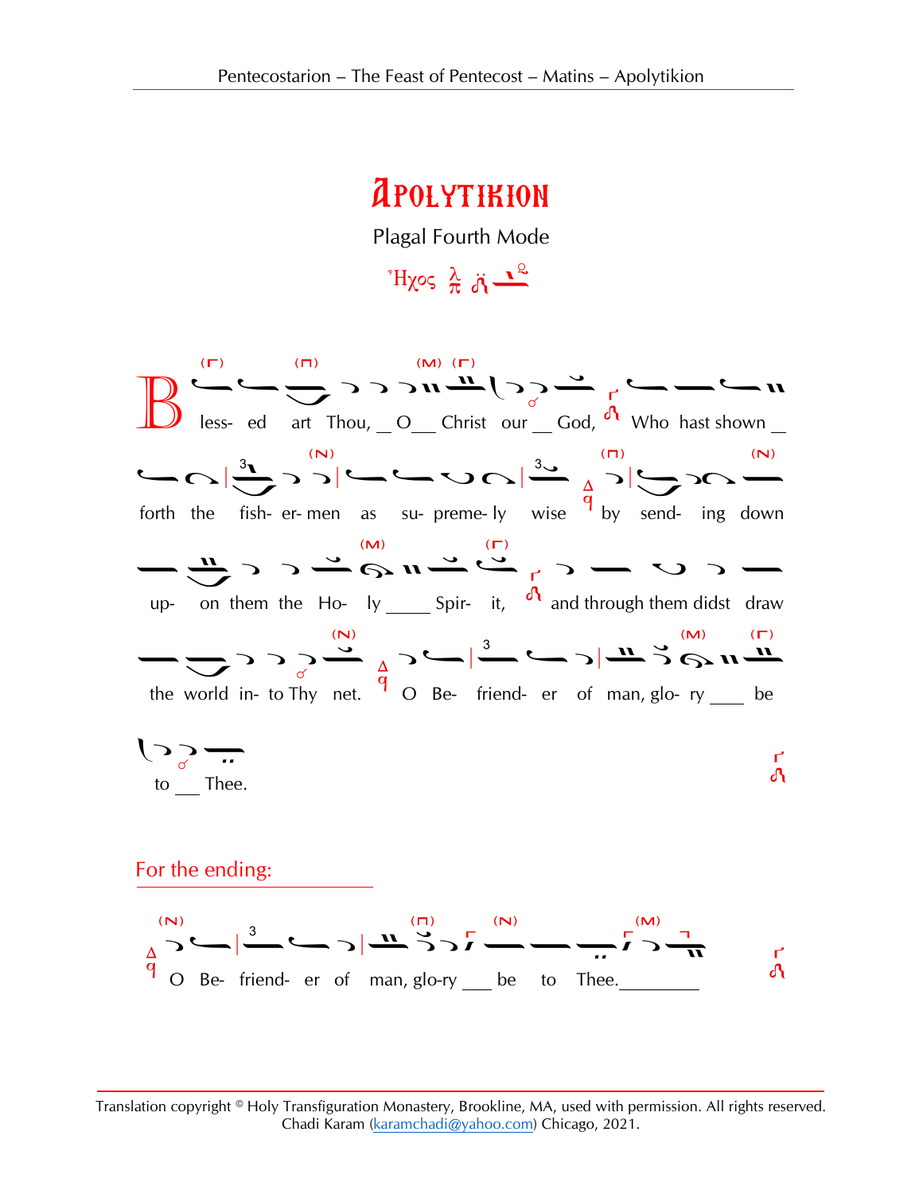# Apolytikion

Plagal Fourth Mode

Ἦχος

Blessed art Thou, O Christ our God, Who hast shown forth the fishermen as supremely wise by sending down upon them the Holy Spirit, and through them didst draw the world into Thy net. O Befriender of man, glory be to Thee.

## For the ending:

O Befriender of man, glory be to Thee.

Translation copyright © Holy Transfiguration Monastery, Brookline, MA, used with permission. All rights reserved.
Chadi Karam (karamchadi@yahoo.com) Chicago, 2021.